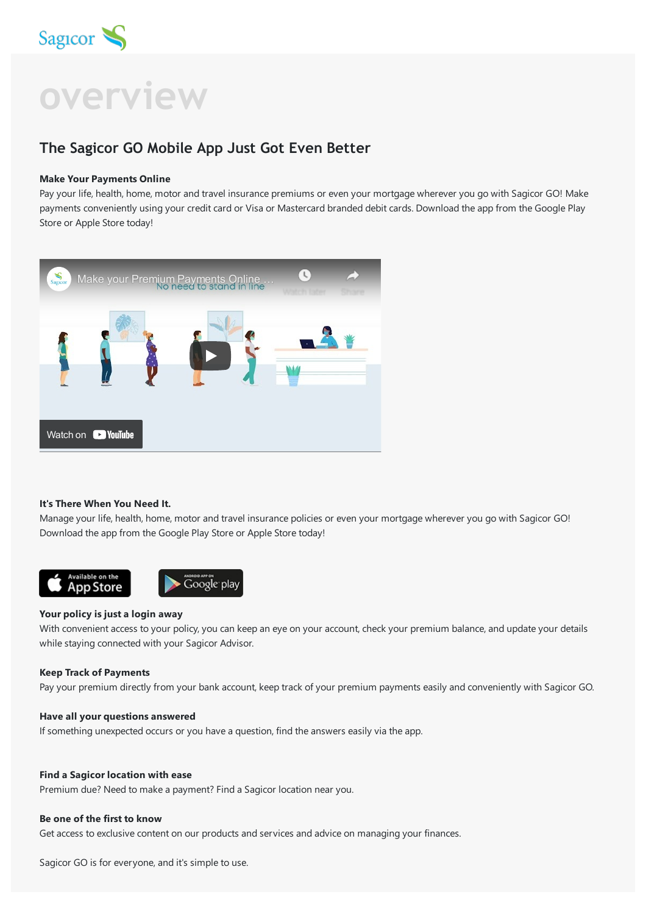# overview

## The Sagicor GO Mobile App Just Got Even Better

**Make Your Payments Online**

Pay your life, health, home, motor and travel insurance premiums or even your mortgage wherever you go with Sagicor GO! Make payments conveniently using your credit card or Visa or Mastercard branded debit cards. Download the app from the Google Play Store or Apple Store today!

**It's There When You Need It.**

Manage your life, health, home, motor and travel insurance policies or even your mortgage wherever you go with Sagicor GO! Download the app from the Google Play Store or Apple Store today!

**Your policy is just a login away**

With convenient access to your policy, you can keep an eye on your account, check your premium balance, and update your details while staying connected with your Sagicor Advisor.

**Keep Track of Payments**

Pay your premium directly from your bank account, keep track of your premium payments easily and conveniently with Sagicor GO.

**Have all your questions answered**

If something unexpected occurs or you have a question, find the answers easily via the app.

**Find a Sagicor location with ease**

Premium due? Need to make a payment? Find a Sagicor location near you.

**Be one of the first to know**

Get access to exclusive content on our products and services and advice on managing your finances.

Sagicor GO is for everyone, and it's simple to use.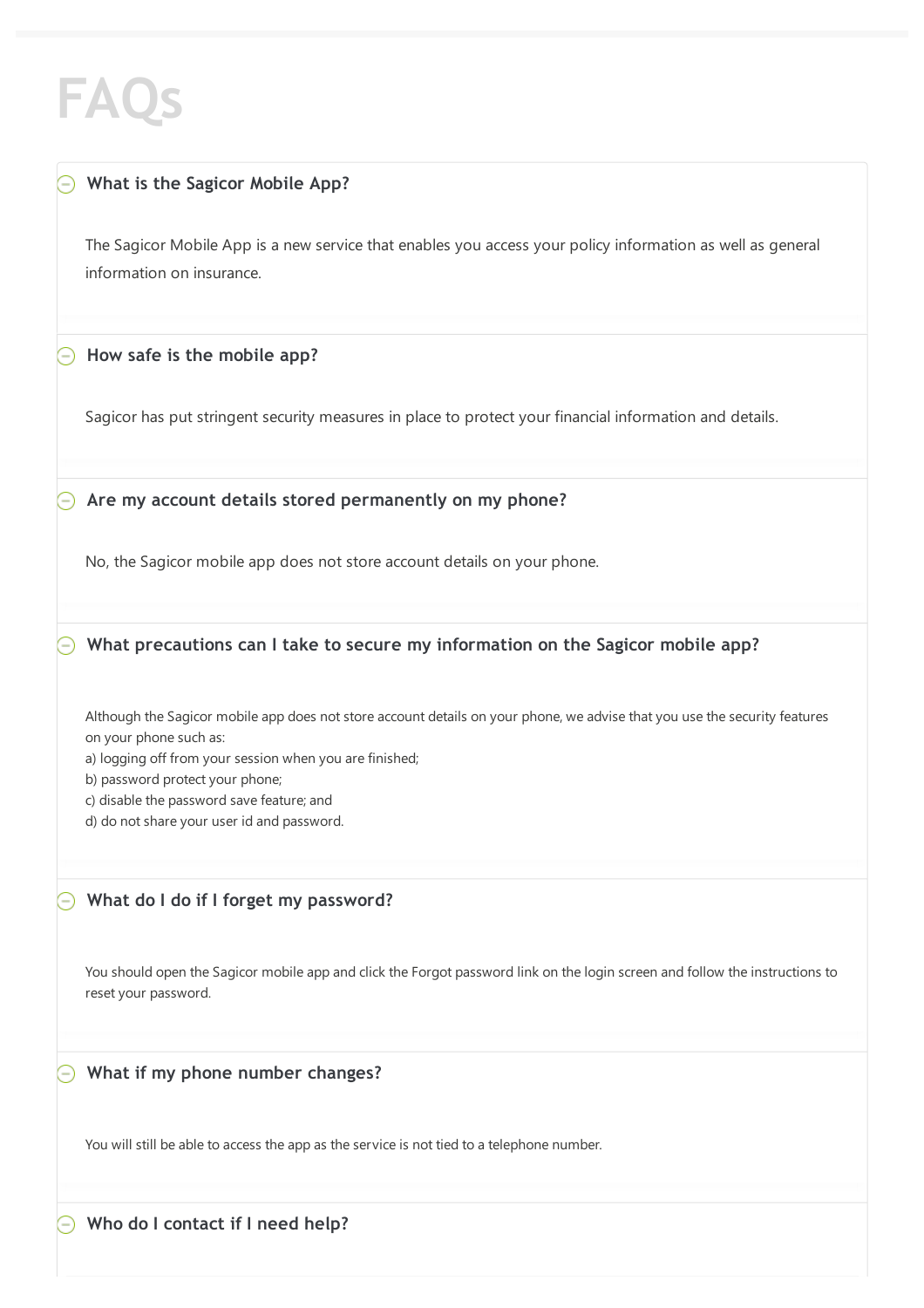# FAQs

## What is the Sagicor Mobile App?

The Sagicor Mobile App is a new service that enables you access your policy information as well as general information on insurance.

## How safe is the mobile app?

Sagicor has put stringent security measures in place to protect your financial information and details.

## Are my account details stored permanently on my phone?

No, the Sagicor mobile app does not store account details on your phone.

## What precautions can I take to secure my information on the Sagicor mobile app?

Although the Sagicor mobile app does not store account details on your phone, we advise that you use the security features on your phone such as:
a) logging off from your session when you are finished;
b) password protect your phone;
c) disable the password save feature; and
d) do not share your user id and password.

## What do I do if I forget my password?

You should open the Sagicor mobile app and click the Forgot password link on the login screen and follow the instructions to reset your password.

## What if my phone number changes?

You will still be able to access the app as the service is not tied to a telephone number.

## Who do I contact if I need help?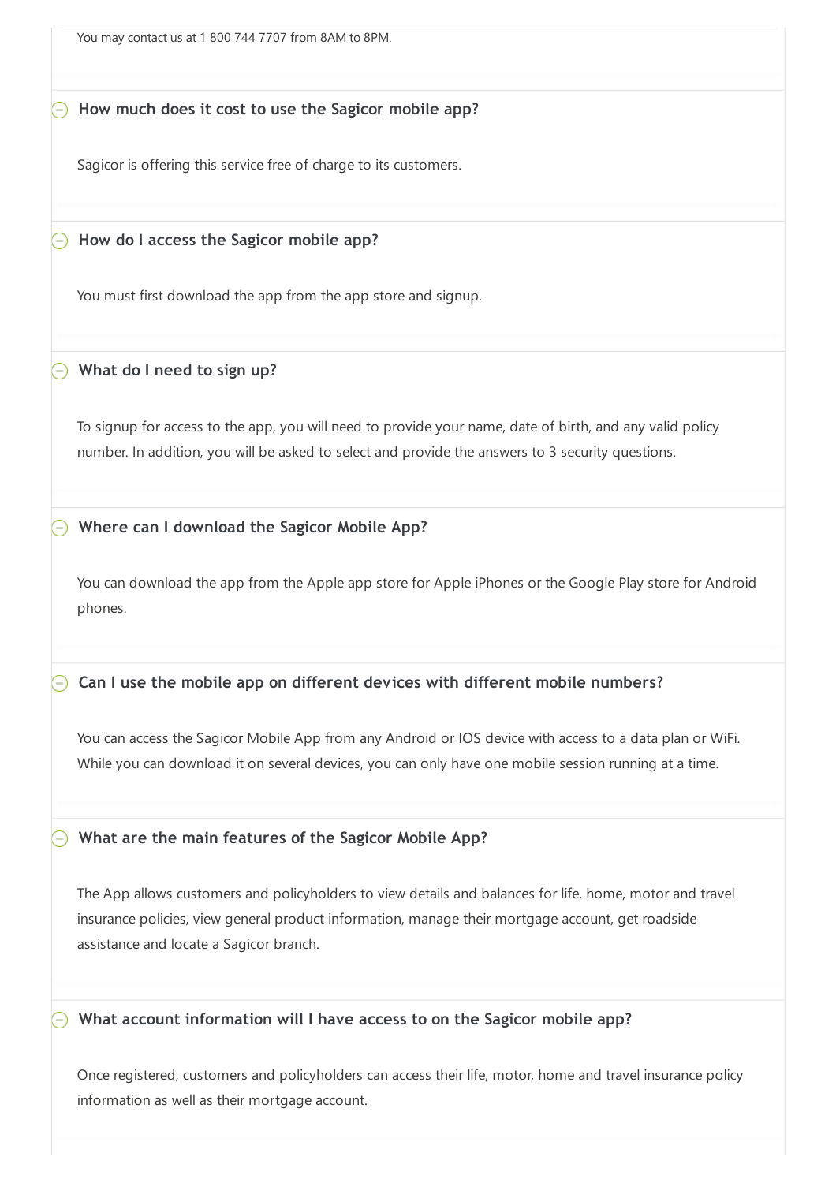You may contact us at 1 800 744 7707 from 8AM to 8PM.

### How much does it cost to use the Sagicor mobile app?

Sagicor is offering this service free of charge to its customers.

### How do I access the Sagicor mobile app?

You must first download the app from the app store and signup.

### What do I need to sign up?

To signup for access to the app, you will need to provide your name, date of birth, and any valid policy number. In addition, you will be asked to select and provide the answers to 3 security questions.

### Where can I download the Sagicor Mobile App?

You can download the app from the Apple app store for Apple iPhones or the Google Play store for Android phones.

### Can I use the mobile app on different devices with different mobile numbers?

You can access the Sagicor Mobile App from any Android or IOS device with access to a data plan or WiFi. While you can download it on several devices, you can only have one mobile session running at a time.

### What are the main features of the Sagicor Mobile App?

The App allows customers and policyholders to view details and balances for life, home, motor and travel insurance policies, view general product information, manage their mortgage account, get roadside assistance and locate a Sagicor branch.

### What account information will I have access to on the Sagicor mobile app?

Once registered, customers and policyholders can access their life, motor, home and travel insurance policy information as well as their mortgage account.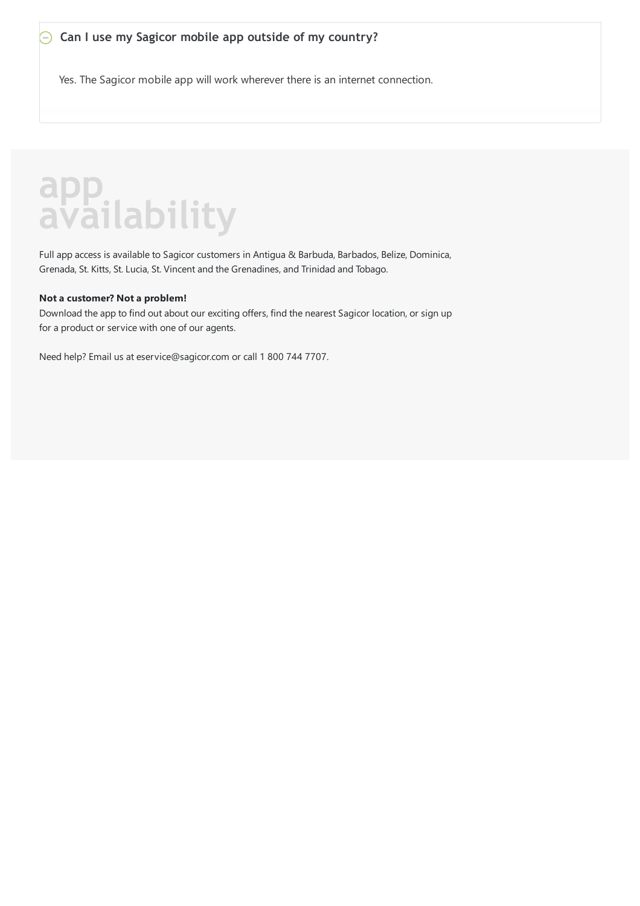### Can I use my Sagicor mobile app outside of my country?

Yes. The Sagicor mobile app will work wherever there is an internet connection.

## app availability

Full app access is available to Sagicor customers in Antigua & Barbuda, Barbados, Belize, Dominica, Grenada, St. Kitts, St. Lucia, St. Vincent and the Grenadines, and Trinidad and Tobago.

**Not a customer? Not a problem!**

Download the app to find out about our exciting offers, find the nearest Sagicor location, or sign up for a product or service with one of our agents.

Need help? Email us at eservice@sagicor.com or call 1 800 744 7707.